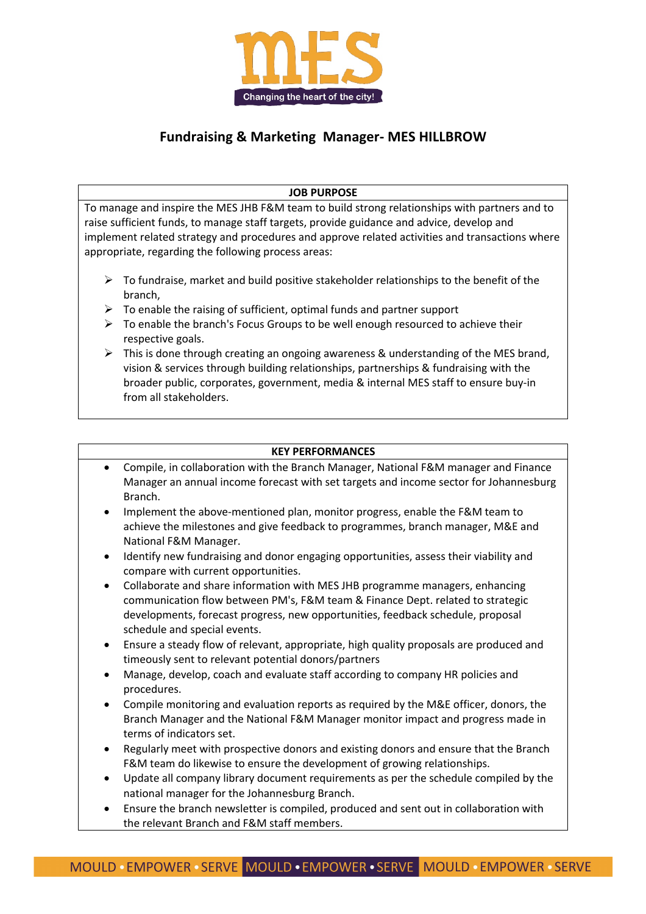# Fundraising & Marketing Manager- MES HILLBROW

## JOB PURPOSE

To manage and inspire the MES JHB F&M team to build strong relationships with partners and to raise sufficient funds, to manage staff targets, provide guidance and advice, develop and implement related strategy and procedures and approve related activities and transactions where appropriate, regarding the following process areas:

- To fundraise, market and build positive stakeholder relationships to the benefit of the branch,
- To enable the raising of sufficient, optimal funds and partner support
- To enable the branch's Focus Groups to be well enough resourced to achieve their respective goals.
- This is done through creating an ongoing awareness & understanding of the MES brand, vision & services through building relationships, partnerships & fundraising with the broader public, corporates, government, media & internal MES staff to ensure buy-in from all stakeholders.

## KEY PERFORMANCES

- Compile, in collaboration with the Branch Manager, National F&M manager and Finance Manager an annual income forecast with set targets and income sector for Johannesburg Branch.
- Implement the above-mentioned plan, monitor progress, enable the F&M team to achieve the milestones and give feedback to programmes, branch manager, M&E and National F&M Manager.
- Identify new fundraising and donor engaging opportunities, assess their viability and compare with current opportunities.
- Collaborate and share information with MES JHB programme managers, enhancing communication flow between PM's, F&M team & Finance Dept. related to strategic developments, forecast progress, new opportunities, feedback schedule, proposal schedule and special events.
- Ensure a steady flow of relevant, appropriate, high quality proposals are produced and timeously sent to relevant potential donors/partners
- Manage, develop, coach and evaluate staff according to company HR policies and procedures.
- Compile monitoring and evaluation reports as required by the M&E officer, donors, the Branch Manager and the National F&M Manager monitor impact and progress made in terms of indicators set.
- Regularly meet with prospective donors and existing donors and ensure that the Branch F&M team do likewise to ensure the development of growing relationships.
- Update all company library document requirements as per the schedule compiled by the national manager for the Johannesburg Branch.
- Ensure the branch newsletter is compiled, produced and sent out in collaboration with the relevant Branch and F&M staff members.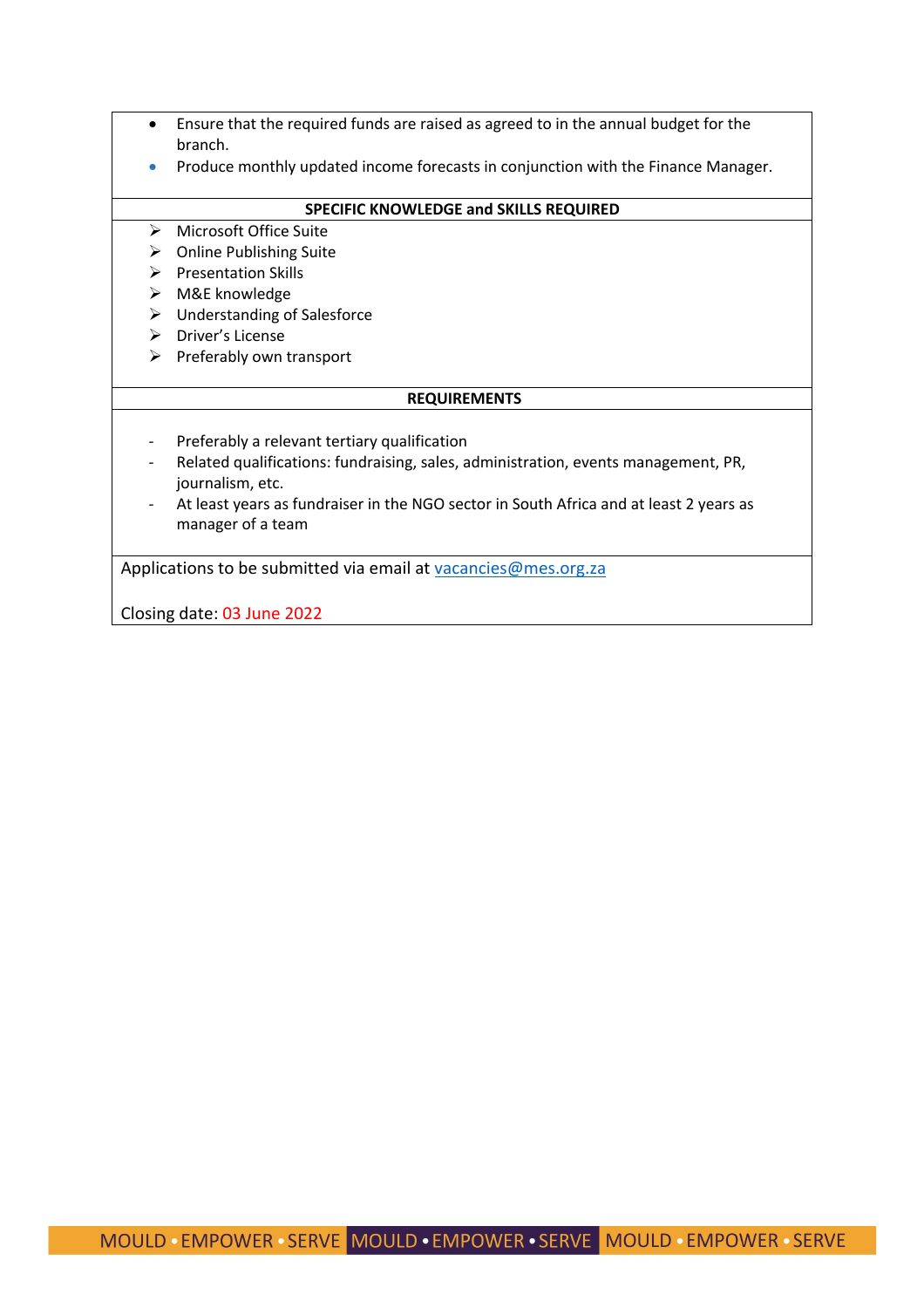- Ensure that the required funds are raised as agreed to in the annual budget for the branch.
- Produce monthly updated income forecasts in conjunction with the Finance Manager.

**SPECIFIC KNOWLEDGE and SKILLS REQUIRED**

- Microsoft Office Suite
- Online Publishing Suite
- Presentation Skills
- M&E knowledge
- Understanding of Salesforce
- Driver's License
- Preferably own transport

**REQUIREMENTS**

- Preferably a relevant tertiary qualification
- Related qualifications: fundraising, sales, administration, events management, PR, journalism, etc.
- At least years as fundraiser in the NGO sector in South Africa and at least 2 years as manager of a team

Applications to be submitted via email at vacancies@mes.org.za

Closing date: 03 June 2022